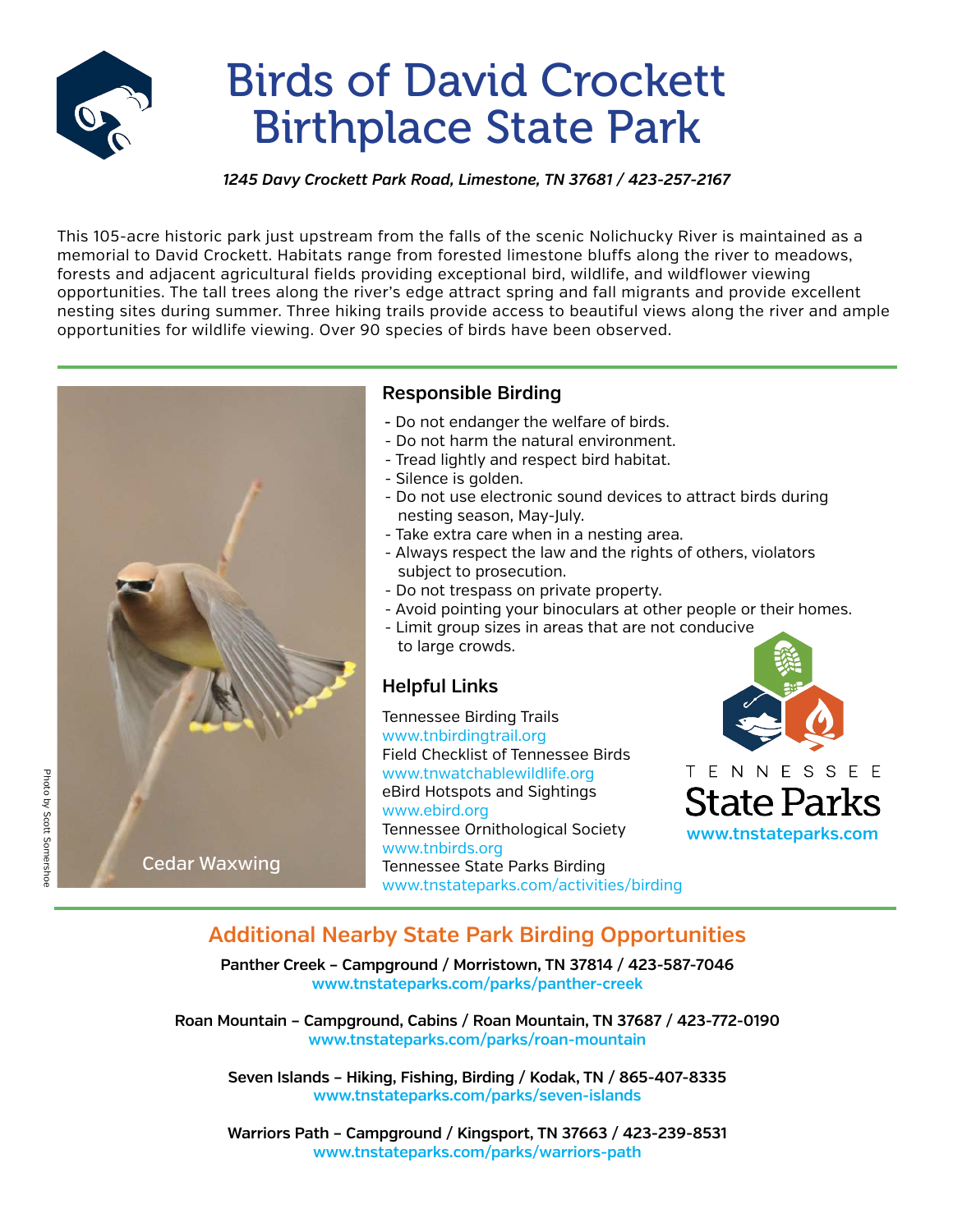# Birds of David Crockett Birthplace State Park

*1245 Davy Crockett Park Road, Limestone, TN 37681 / 423-257-2167*

This 105-acre historic park just upstream from the falls of the scenic Nolichucky River is maintained as a memorial to David Crockett. Habitats range from forested limestone bluffs along the river to meadows, forests and adjacent agricultural fields providing exceptional bird, wildlife, and wildflower viewing opportunities. The tall trees along the river's edge attract spring and fall migrants and provide excellent nesting sites during summer. Three hiking trails provide access to beautiful views along the river and ample opportunities for wildlife viewing. Over 90 species of birds have been observed.

Cedar Waxwing

Photo by Scott Somershoe

## Responsible Birding

- Do not endanger the welfare of birds.
- Do not harm the natural environment.
- Tread lightly and respect bird habitat.
- Silence is golden.
- Do not use electronic sound devices to attract birds during nesting season, May-July.
- Take extra care when in a nesting area.
- Always respect the law and the rights of others, violators subject to prosecution.
- Do not trespass on private property.
- Avoid pointing your binoculars at other people or their homes.
- Limit group sizes in areas that are not conducive to large crowds.

## Helpful Links

Tennessee Birding Trails
www.tnbirdingtrail.org

Field Checklist of Tennessee Birds
www.tnwatchablewildlife.org

eBird Hotspots and Sightings
www.ebird.org

Tennessee Ornithological Society
www.tnbirds.org

Tennessee State Parks Birding
www.tnstateparks.com/activities/birding

TENNESSEE State Parks
www.tnstateparks.com

## Additional Nearby State Park Birding Opportunities

**Panther Creek – Campground / Morristown, TN 37814 / 423-587-7046**
**www.tnstateparks.com/parks/panther-creek**

**Roan Mountain – Campground, Cabins / Roan Mountain, TN 37687 / 423-772-0190**
**www.tnstateparks.com/parks/roan-mountain**

**Seven Islands – Hiking, Fishing, Birding / Kodak, TN / 865-407-8335**
**www.tnstateparks.com/parks/seven-islands**

**Warriors Path – Campground / Kingsport, TN 37663 / 423-239-8531**
**www.tnstateparks.com/parks/warriors-path**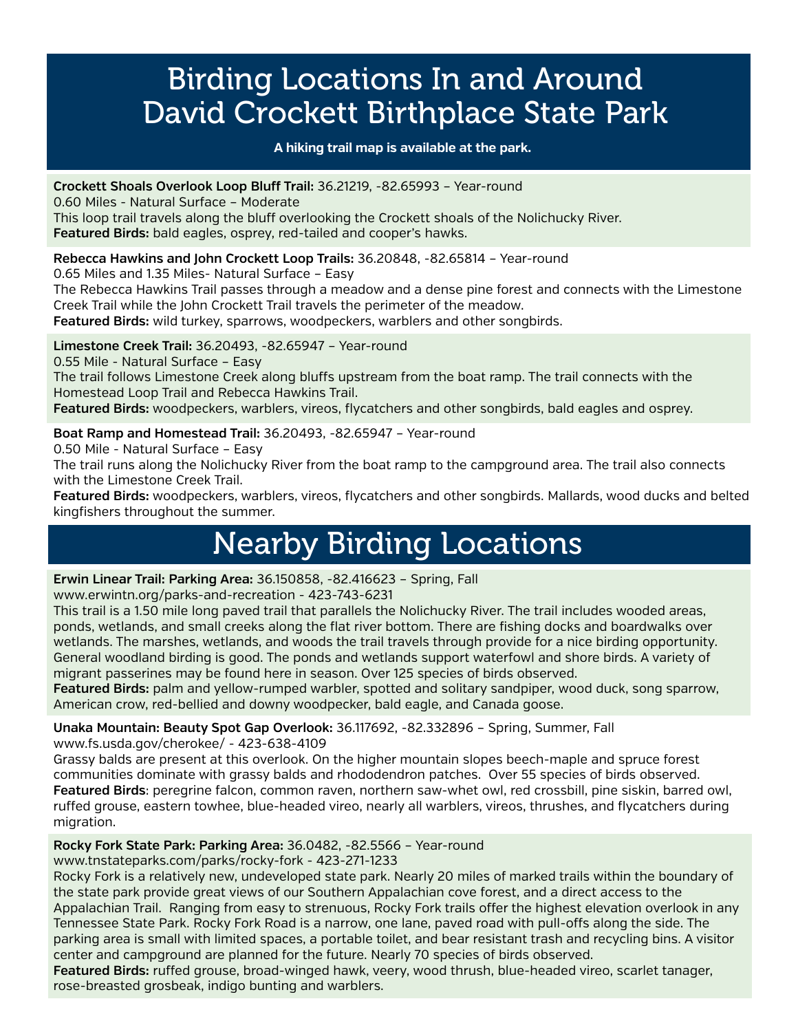# Birding Locations In and Around David Crockett Birthplace State Park

**A hiking trail map is available at the park.**

**Crockett Shoals Overlook Loop Bluff Trail:** 36.21219, -82.65993 – Year-round
0.60 Miles - Natural Surface – Moderate
This loop trail travels along the bluff overlooking the Crockett shoals of the Nolichucky River.
**Featured Birds:** bald eagles, osprey, red-tailed and cooper's hawks.

**Rebecca Hawkins and John Crockett Loop Trails:** 36.20848, -82.65814 – Year-round
0.65 Miles and 1.35 Miles- Natural Surface – Easy
The Rebecca Hawkins Trail passes through a meadow and a dense pine forest and connects with the Limestone Creek Trail while the John Crockett Trail travels the perimeter of the meadow.
**Featured Birds:** wild turkey, sparrows, woodpeckers, warblers and other songbirds.

**Limestone Creek Trail:** 36.20493, -82.65947 – Year-round
0.55 Mile - Natural Surface – Easy
The trail follows Limestone Creek along bluffs upstream from the boat ramp. The trail connects with the Homestead Loop Trail and Rebecca Hawkins Trail.
**Featured Birds:** woodpeckers, warblers, vireos, flycatchers and other songbirds, bald eagles and osprey.

**Boat Ramp and Homestead Trail:** 36.20493, -82.65947 – Year-round
0.50 Mile - Natural Surface – Easy
The trail runs along the Nolichucky River from the boat ramp to the campground area. The trail also connects with the Limestone Creek Trail.
**Featured Birds:** woodpeckers, warblers, vireos, flycatchers and other songbirds. Mallards, wood ducks and belted kingfishers throughout the summer.

# Nearby Birding Locations

**Erwin Linear Trail: Parking Area:** 36.150858, -82.416623 – Spring, Fall
www.erwintn.org/parks-and-recreation - 423-743-6231
This trail is a 1.50 mile long paved trail that parallels the Nolichucky River. The trail includes wooded areas, ponds, wetlands, and small creeks along the flat river bottom. There are fishing docks and boardwalks over wetlands. The marshes, wetlands, and woods the trail travels through provide for a nice birding opportunity. General woodland birding is good. The ponds and wetlands support waterfowl and shore birds. A variety of migrant passerines may be found here in season. Over 125 species of birds observed.
**Featured Birds:** palm and yellow-rumped warbler, spotted and solitary sandpiper, wood duck, song sparrow, American crow, red-bellied and downy woodpecker, bald eagle, and Canada goose.

**Unaka Mountain: Beauty Spot Gap Overlook:** 36.117692, -82.332896 – Spring, Summer, Fall
www.fs.usda.gov/cherokee/ - 423-638-4109
Grassy balds are present at this overlook. On the higher mountain slopes beech-maple and spruce forest communities dominate with grassy balds and rhododendron patches. Over 55 species of birds observed.
**Featured Birds**: peregrine falcon, common raven, northern saw-whet owl, red crossbill, pine siskin, barred owl, ruffed grouse, eastern towhee, blue-headed vireo, nearly all warblers, vireos, thrushes, and flycatchers during migration.

**Rocky Fork State Park: Parking Area:** 36.0482, -82.5566 – Year-round
www.tnstateparks.com/parks/rocky-fork - 423-271-1233
Rocky Fork is a relatively new, undeveloped state park. Nearly 20 miles of marked trails within the boundary of the state park provide great views of our Southern Appalachian cove forest, and a direct access to the Appalachian Trail. Ranging from easy to strenuous, Rocky Fork trails offer the highest elevation overlook in any Tennessee State Park. Rocky Fork Road is a narrow, one lane, paved road with pull-offs along the side. The parking area is small with limited spaces, a portable toilet, and bear resistant trash and recycling bins. A visitor center and campground are planned for the future. Nearly 70 species of birds observed.
**Featured Birds:** ruffed grouse, broad-winged hawk, veery, wood thrush, blue-headed vireo, scarlet tanager, rose-breasted grosbeak, indigo bunting and warblers.